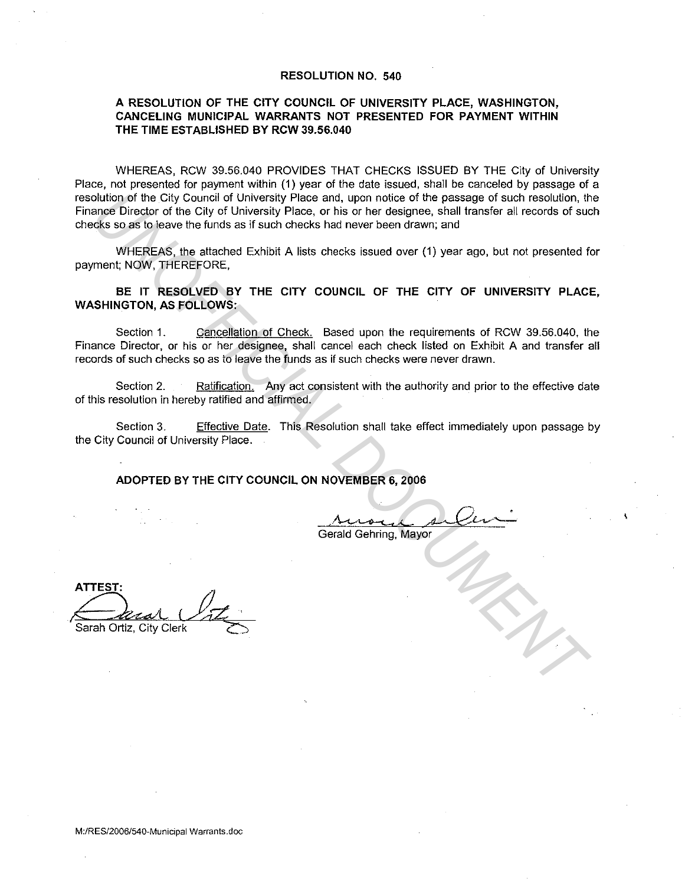**RESOLUTION NO. 540**

**A RESOLUTION OF THE CITY COUNCIL OF UNIVERSITY PLACE, WASHINGTON, CANCELING MUNICIPAL WARRANTS NOT PRESENTED FOR PAYMENT WITHIN THE TIME ESTABLISHED BY RCW 39.56.040**

WHEREAS, RCW 39.56.040 PROVIDES THAT CHECKS ISSUED BY THE City of University Place, not presented for payment within (1) year of the date issued, shall be canceled by passage of a resolution of the City Council of University Place and, upon notice of the passage of such resolution, the Finance Director of the City of University Place, or his or her designee, shall transfer all records of such checks so as to leave the funds as if such checks had never been drawn; and

WHEREAS, the attached Exhibit A lists checks issued over (1) year ago, but not presented for payment; NOW, THEREFORE,

**BE IT RESOLVED BY THE CITY COUNCIL OF THE CITY OF UNIVERSITY PLACE, WASHINGTON, AS FOLLOWS:**

Section 1. Cancellation of Check. Based upon the requirements of RCW 39.56.040, the Finance Director, or his or her designee, shall cancel each check listed on Exhibit A and transfer all records of such checks so as to leave the funds as if such checks were never drawn.

Section 2. Ratification. Any act consistent with the authority and prior to the effective date of this resolution in hereby ratified and affirmed.

Section 3. Effective Date. This Resolution shall take effect immediately upon passage by the City Council of University Place.

**ADOPTED BY THE CITY COUNCIL ON NOVEMBER 6, 2006**

Gerald Gehring, Mayor

**ATTEST:**

Sarah Ortiz, City Clerk

M:/RES/2006/540-Municipal Warrants.doc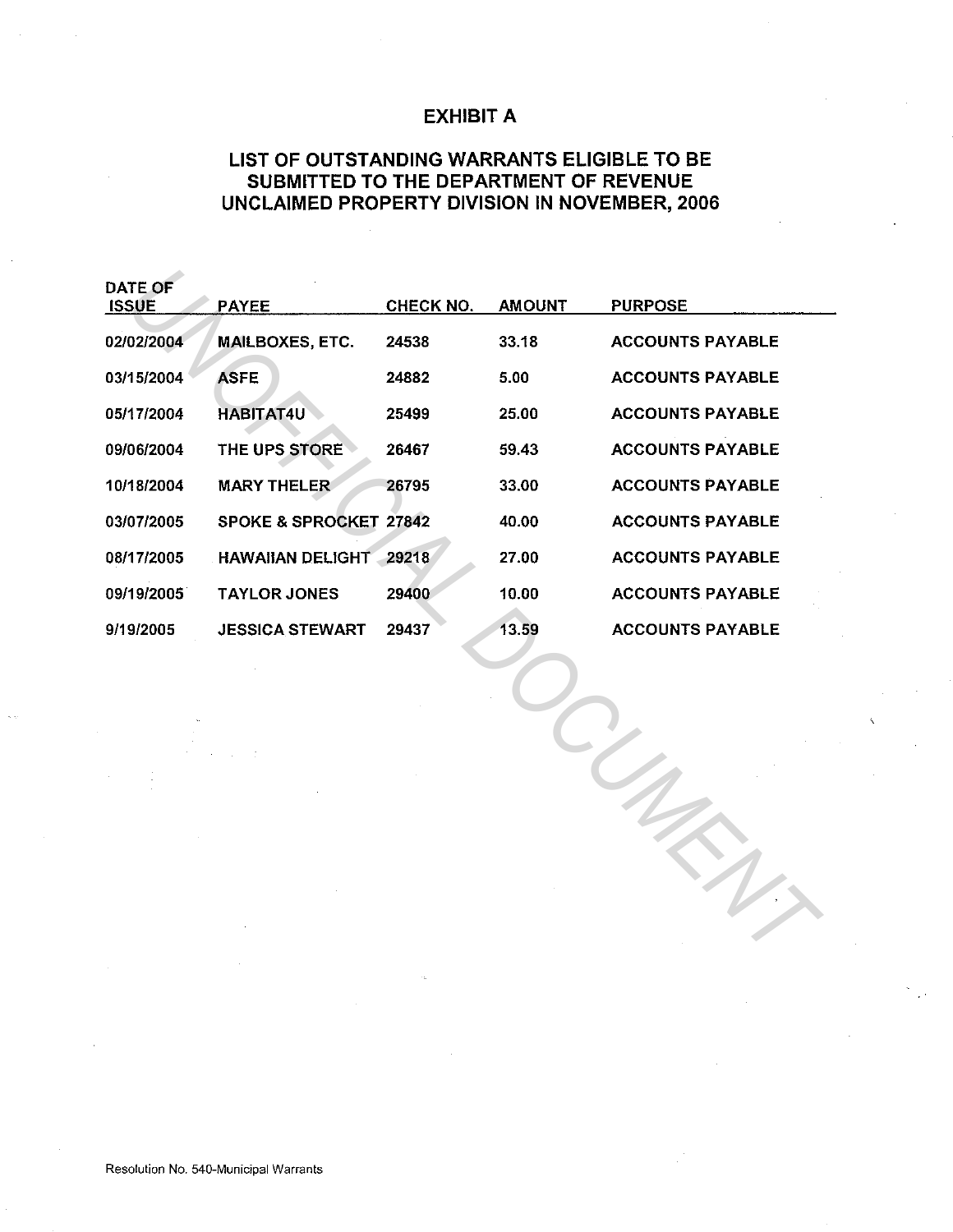# EXHIBIT A

## LIST OF OUTSTANDING WARRANTS ELIGIBLE TO BE SUBMITTED TO THE DEPARTMENT OF REVENUE UNCLAIMED PROPERTY DIVISION IN NOVEMBER, 2006

| DATE OF ISSUE | PAYEE | CHECK NO. | AMOUNT | PURPOSE |
|---|---|---|---|---|
| 02/02/2004 | MAILBOXES, ETC. | 24538 | 33.18 | ACCOUNTS PAYABLE |
| 03/15/2004 | ASFE | 24882 | 5.00 | ACCOUNTS PAYABLE |
| 05/17/2004 | HABITAT4U | 25499 | 25.00 | ACCOUNTS PAYABLE |
| 09/06/2004 | THE UPS STORE | 26467 | 59.43 | ACCOUNTS PAYABLE |
| 10/18/2004 | MARY THELER | 26795 | 33.00 | ACCOUNTS PAYABLE |
| 03/07/2005 | SPOKE & SPROCKET | 27842 | 40.00 | ACCOUNTS PAYABLE |
| 08/17/2005 | HAWAIIAN DELIGHT | 29218 | 27.00 | ACCOUNTS PAYABLE |
| 09/19/2005 | TAYLOR JONES | 29400 | 10.00 | ACCOUNTS PAYABLE |
| 9/19/2005 | JESSICA STEWART | 29437 | 13.59 | ACCOUNTS PAYABLE |

Resolution No. 540-Municipal Warrants